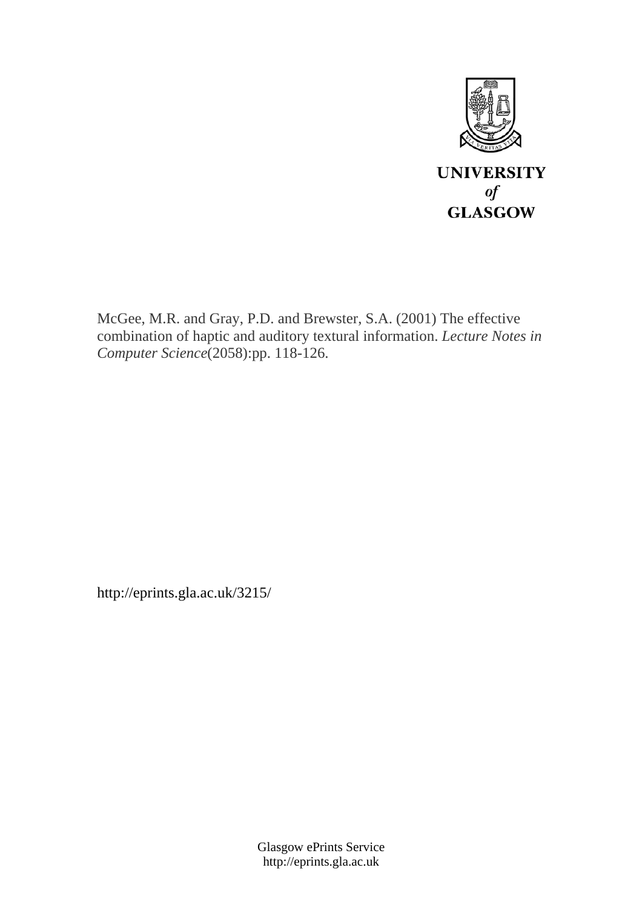UNIVERSITY
*of*
GLASGOW

McGee, M.R. and Gray, P.D. and Brewster, S.A. (2001) The effective combination of haptic and auditory textural information. *Lecture Notes in Computer Science*(2058):pp. 118-126.

http://eprints.gla.ac.uk/3215/

Glasgow ePrints Service
http://eprints.gla.ac.uk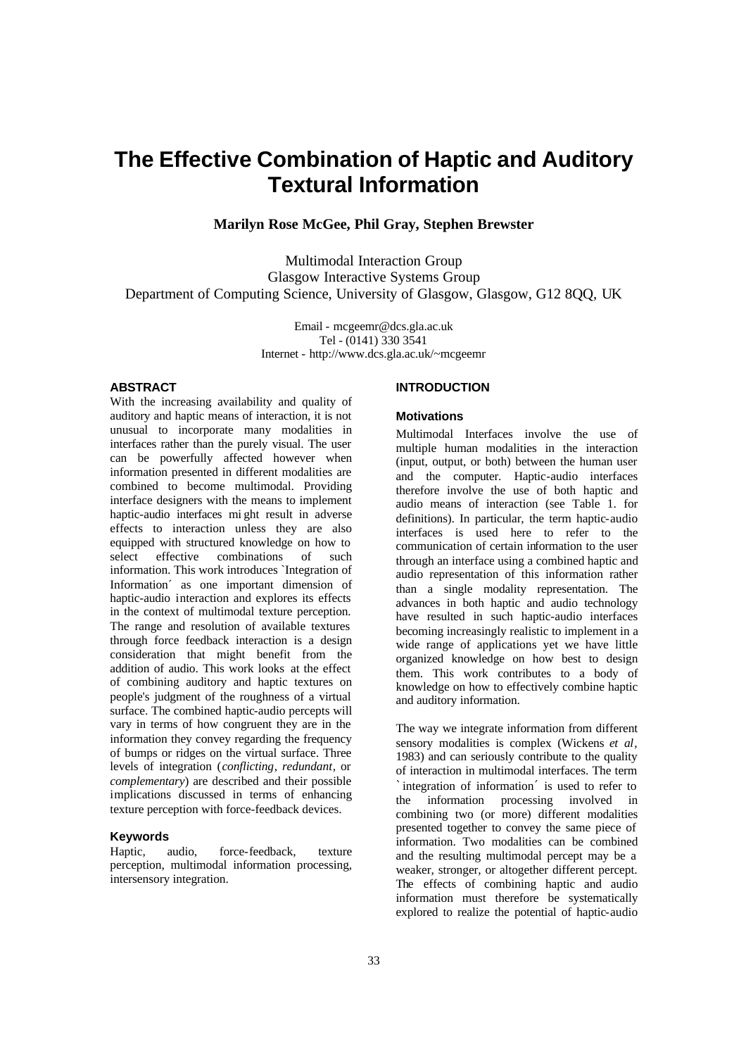# The Effective Combination of Haptic and Auditory Textural Information

**Marilyn Rose McGee, Phil Gray, Stephen Brewster**

Multimodal Interaction Group
Glasgow Interactive Systems Group
Department of Computing Science, University of Glasgow, Glasgow, G12 8QQ, UK

Email - mcgeemr@dcs.gla.ac.uk
Tel - (0141) 330 3541
Internet - http://www.dcs.gla.ac.uk/~mcgeemr

## ABSTRACT

With the increasing availability and quality of auditory and haptic means of interaction, it is not unusual to incorporate many modalities in interfaces rather than the purely visual. The user can be powerfully affected however when information presented in different modalities are combined to become multimodal. Providing interface designers with the means to implement haptic-audio interfaces might result in adverse effects to interaction unless they are also equipped with structured knowledge on how to select effective combinations of such information. This work introduces `Integration of Information´ as one important dimension of haptic-audio interaction and explores its effects in the context of multimodal texture perception. The range and resolution of available textures through force feedback interaction is a design consideration that might benefit from the addition of audio. This work looks at the effect of combining auditory and haptic textures on people's judgment of the roughness of a virtual surface. The combined haptic-audio percepts will vary in terms of how congruent they are in the information they convey regarding the frequency of bumps or ridges on the virtual surface. Three levels of integration (*conflicting*, *redundant*, or *complementary*) are described and their possible implications discussed in terms of enhancing texture perception with force-feedback devices.

### Keywords

Haptic, audio, force-feedback, texture perception, multimodal information processing, intersensory integration.

## INTRODUCTION

### Motivations

Multimodal Interfaces involve the use of multiple human modalities in the interaction (input, output, or both) between the human user and the computer. Haptic-audio interfaces therefore involve the use of both haptic and audio means of interaction (see Table 1. for definitions). In particular, the term haptic-audio interfaces is used here to refer to the communication of certain information to the user through an interface using a combined haptic and audio representation of this information rather than a single modality representation. The advances in both haptic and audio technology have resulted in such haptic-audio interfaces becoming increasingly realistic to implement in a wide range of applications yet we have little organized knowledge on how best to design them. This work contributes to a body of knowledge on how to effectively combine haptic and auditory information.

The way we integrate information from different sensory modalities is complex (Wickens *et al*, 1983) and can seriously contribute to the quality of interaction in multimodal interfaces. The term `integration of information´ is used to refer to the information processing involved in combining two (or more) different modalities presented together to convey the same piece of information. Two modalities can be combined and the resulting multimodal percept may be a weaker, stronger, or altogether different percept. The effects of combining haptic and audio information must therefore be systematically explored to realize the potential of haptic-audio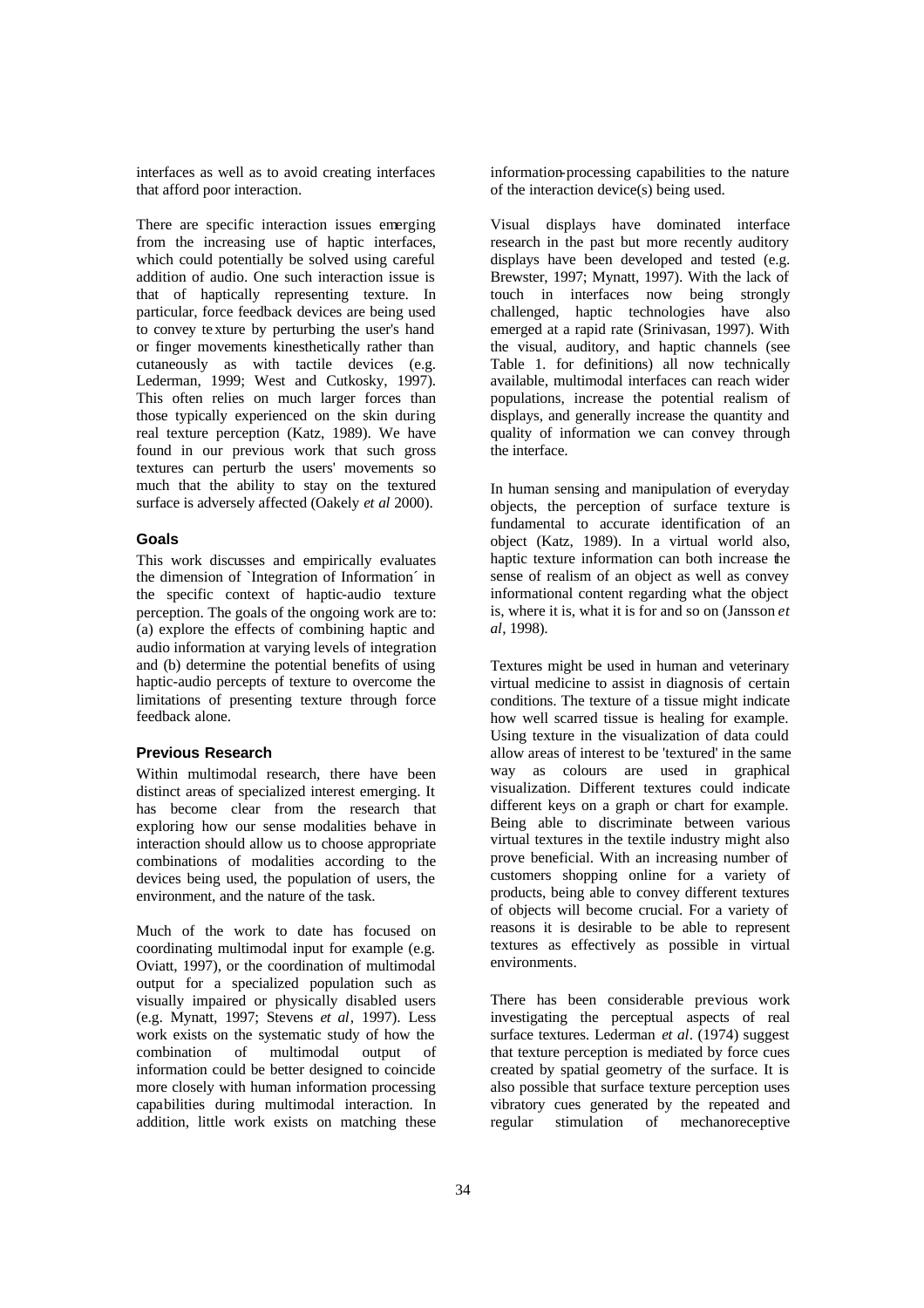interfaces as well as to avoid creating interfaces that afford poor interaction.

There are specific interaction issues emerging from the increasing use of haptic interfaces, which could potentially be solved using careful addition of audio. One such interaction issue is that of haptically representing texture. In particular, force feedback devices are being used to convey texture by perturbing the user's hand or finger movements kinesthetically rather than cutaneously as with tactile devices (e.g. Lederman, 1999; West and Cutkosky, 1997). This often relies on much larger forces than those typically experienced on the skin during real texture perception (Katz, 1989). We have found in our previous work that such gross textures can perturb the users' movements so much that the ability to stay on the textured surface is adversely affected (Oakely *et al* 2000).

### Goals

This work discusses and empirically evaluates the dimension of `Integration of Information´ in the specific context of haptic-audio texture perception. The goals of the ongoing work are to: (a) explore the effects of combining haptic and audio information at varying levels of integration and (b) determine the potential benefits of using haptic-audio percepts of texture to overcome the limitations of presenting texture through force feedback alone.

### Previous Research

Within multimodal research, there have been distinct areas of specialized interest emerging. It has become clear from the research that exploring how our sense modalities behave in interaction should allow us to choose appropriate combinations of modalities according to the devices being used, the population of users, the environment, and the nature of the task.

Much of the work to date has focused on coordinating multimodal input for example (e.g. Oviatt, 1997), or the coordination of multimodal output for a specialized population such as visually impaired or physically disabled users (e.g. Mynatt, 1997; Stevens *et al*, 1997). Less work exists on the systematic study of how the combination of multimodal output of information could be better designed to coincide more closely with human information processing capabilities during multimodal interaction. In addition, little work exists on matching these information-processing capabilities to the nature of the interaction device(s) being used.

Visual displays have dominated interface research in the past but more recently auditory displays have been developed and tested (e.g. Brewster, 1997; Mynatt, 1997). With the lack of touch in interfaces now being strongly challenged, haptic technologies have also emerged at a rapid rate (Srinivasan, 1997). With the visual, auditory, and haptic channels (see Table 1. for definitions) all now technically available, multimodal interfaces can reach wider populations, increase the potential realism of displays, and generally increase the quantity and quality of information we can convey through the interface.

In human sensing and manipulation of everyday objects, the perception of surface texture is fundamental to accurate identification of an object (Katz, 1989). In a virtual world also, haptic texture information can both increase the sense of realism of an object as well as convey informational content regarding what the object is, where it is, what it is for and so on (Jansson *et al*, 1998).

Textures might be used in human and veterinary virtual medicine to assist in diagnosis of certain conditions. The texture of a tissue might indicate how well scarred tissue is healing for example. Using texture in the visualization of data could allow areas of interest to be 'textured' in the same way as colours are used in graphical visualization. Different textures could indicate different keys on a graph or chart for example. Being able to discriminate between various virtual textures in the textile industry might also prove beneficial. With an increasing number of customers shopping online for a variety of products, being able to convey different textures of objects will become crucial. For a variety of reasons it is desirable to be able to represent textures as effectively as possible in virtual environments.

There has been considerable previous work investigating the perceptual aspects of real surface textures. Lederman *et al*. (1974) suggest that texture perception is mediated by force cues created by spatial geometry of the surface. It is also possible that surface texture perception uses vibratory cues generated by the repeated and regular stimulation of mechanoreceptive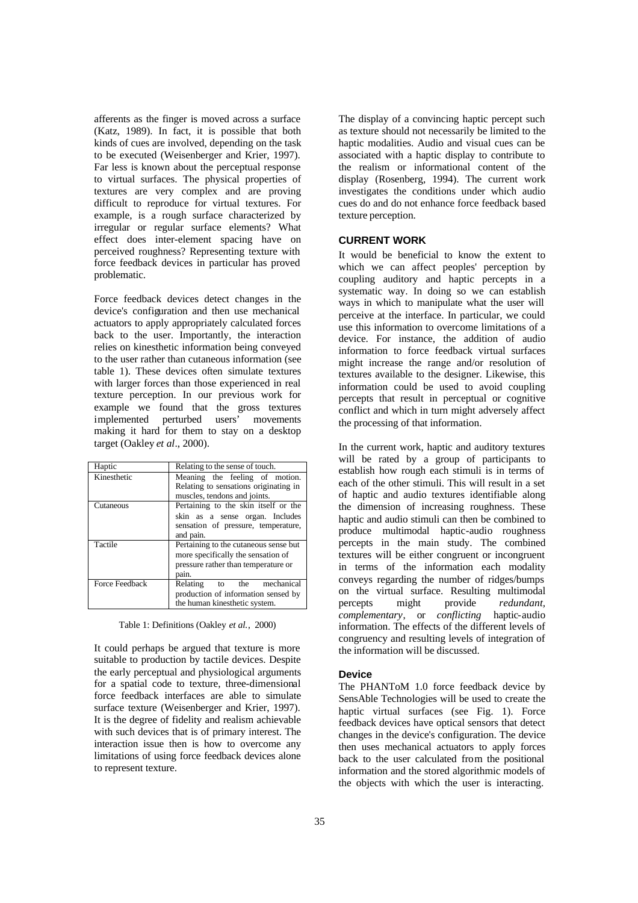afferents as the finger is moved across a surface (Katz, 1989). In fact, it is possible that both kinds of cues are involved, depending on the task to be executed (Weisenberger and Krier, 1997). Far less is known about the perceptual response to virtual surfaces. The physical properties of textures are very complex and are proving difficult to reproduce for virtual textures. For example, is a rough surface characterized by irregular or regular surface elements? What effect does inter-element spacing have on perceived roughness? Representing texture with force feedback devices in particular has proved problematic.

Force feedback devices detect changes in the device's configuration and then use mechanical actuators to apply appropriately calculated forces back to the user. Importantly, the interaction relies on kinesthetic information being conveyed to the user rather than cutaneous information (see table 1). These devices often simulate textures with larger forces than those experienced in real texture perception. In our previous work for example we found that the gross textures implemented perturbed users' movements making it hard for them to stay on a desktop target (Oakley *et al*., 2000).

| Haptic | Relating to the sense of touch. |
|---|---|
| Kinesthetic | Meaning the feeling of motion. Relating to sensations originating in muscles, tendons and joints. |
| Cutaneous | Pertaining to the skin itself or the skin as a sense organ. Includes sensation of pressure, temperature, and pain. |
| Tactile | Pertaining to the cutaneous sense but more specifically the sensation of pressure rather than temperature or pain. |
| Force Feedback | Relating to the mechanical production of information sensed by the human kinesthetic system. |

Table 1: Definitions (Oakley *et al.*, 2000)

It could perhaps be argued that texture is more suitable to production by tactile devices. Despite the early perceptual and physiological arguments for a spatial code to texture, three-dimensional force feedback interfaces are able to simulate surface texture (Weisenberger and Krier, 1997). It is the degree of fidelity and realism achievable with such devices that is of primary interest. The interaction issue then is how to overcome any limitations of using force feedback devices alone to represent texture.

The display of a convincing haptic percept such as texture should not necessarily be limited to the haptic modalities. Audio and visual cues can be associated with a haptic display to contribute to the realism or informational content of the display (Rosenberg, 1994). The current work investigates the conditions under which audio cues do and do not enhance force feedback based texture perception.

## CURRENT WORK

It would be beneficial to know the extent to which we can affect peoples' perception by coupling auditory and haptic percepts in a systematic way. In doing so we can establish ways in which to manipulate what the user will perceive at the interface. In particular, we could use this information to overcome limitations of a device. For instance, the addition of audio information to force feedback virtual surfaces might increase the range and/or resolution of textures available to the designer. Likewise, this information could be used to avoid coupling percepts that result in perceptual or cognitive conflict and which in turn might adversely affect the processing of that information.

In the current work, haptic and auditory textures will be rated by a group of participants to establish how rough each stimuli is in terms of each of the other stimuli. This will result in a set of haptic and audio textures identifiable along the dimension of increasing roughness. These haptic and audio stimuli can then be combined to produce multimodal haptic-audio roughness percepts in the main study. The combined textures will be either congruent or incongruent in terms of the information each modality conveys regarding the number of ridges/bumps on the virtual surface. Resulting multimodal percepts might provide *redundant*, *complementary*, or *conflicting* haptic-audio information. The effects of the different levels of congruency and resulting levels of integration of the information will be discussed.

### Device

The PHANToM 1.0 force feedback device by SensAble Technologies will be used to create the haptic virtual surfaces (see Fig. 1). Force feedback devices have optical sensors that detect changes in the device's configuration. The device then uses mechanical actuators to apply forces back to the user calculated from the positional information and the stored algorithmic models of the objects with which the user is interacting.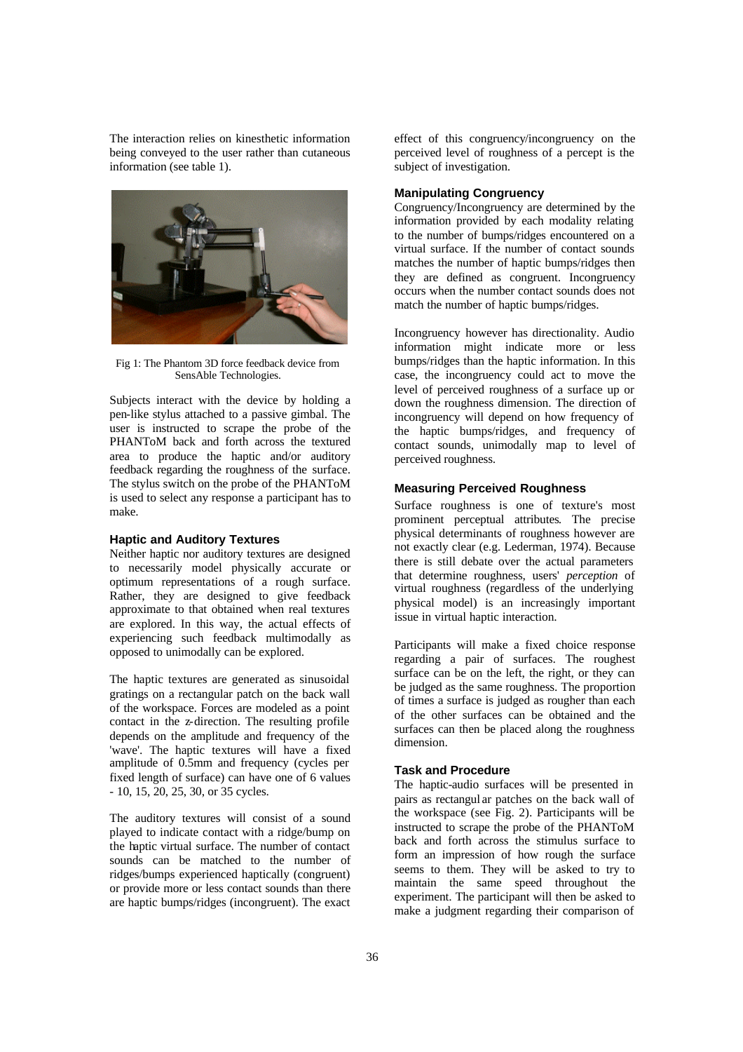The interaction relies on kinesthetic information being conveyed to the user rather than cutaneous information (see table 1).

Fig 1: The Phantom 3D force feedback device from SensAble Technologies.

Subjects interact with the device by holding a pen-like stylus attached to a passive gimbal. The user is instructed to scrape the probe of the PHANToM back and forth across the textured area to produce the haptic and/or auditory feedback regarding the roughness of the surface. The stylus switch on the probe of the PHANToM is used to select any response a participant has to make.

### Haptic and Auditory Textures

Neither haptic nor auditory textures are designed to necessarily model physically accurate or optimum representations of a rough surface. Rather, they are designed to give feedback approximate to that obtained when real textures are explored. In this way, the actual effects of experiencing such feedback multimodally as opposed to unimodally can be explored.

The haptic textures are generated as sinusoidal gratings on a rectangular patch on the back wall of the workspace. Forces are modeled as a point contact in the z-direction. The resulting profile depends on the amplitude and frequency of the 'wave'. The haptic textures will have a fixed amplitude of 0.5mm and frequency (cycles per fixed length of surface) can have one of 6 values - 10, 15, 20, 25, 30, or 35 cycles.

The auditory textures will consist of a sound played to indicate contact with a ridge/bump on the haptic virtual surface. The number of contact sounds can be matched to the number of ridges/bumps experienced haptically (congruent) or provide more or less contact sounds than there are haptic bumps/ridges (incongruent). The exact effect of this congruency/incongruency on the perceived level of roughness of a percept is the subject of investigation.

### Manipulating Congruency

Congruency/Incongruency are determined by the information provided by each modality relating to the number of bumps/ridges encountered on a virtual surface. If the number of contact sounds matches the number of haptic bumps/ridges then they are defined as congruent. Incongruency occurs when the number contact sounds does not match the number of haptic bumps/ridges.

Incongruency however has directionality. Audio information might indicate more or less bumps/ridges than the haptic information. In this case, the incongruency could act to move the level of perceived roughness of a surface up or down the roughness dimension. The direction of incongruency will depend on how frequency of the haptic bumps/ridges, and frequency of contact sounds, unimodally map to level of perceived roughness.

### Measuring Perceived Roughness

Surface roughness is one of texture's most prominent perceptual attributes. The precise physical determinants of roughness however are not exactly clear (e.g. Lederman, 1974). Because there is still debate over the actual parameters that determine roughness, users' *perception* of virtual roughness (regardless of the underlying physical model) is an increasingly important issue in virtual haptic interaction.

Participants will make a fixed choice response regarding a pair of surfaces. The roughest surface can be on the left, the right, or they can be judged as the same roughness. The proportion of times a surface is judged as rougher than each of the other surfaces can be obtained and the surfaces can then be placed along the roughness dimension.

### Task and Procedure

The haptic-audio surfaces will be presented in pairs as rectangular patches on the back wall of the workspace (see Fig. 2). Participants will be instructed to scrape the probe of the PHANToM back and forth across the stimulus surface to form an impression of how rough the surface seems to them. They will be asked to try to maintain the same speed throughout the experiment. The participant will then be asked to make a judgment regarding their comparison of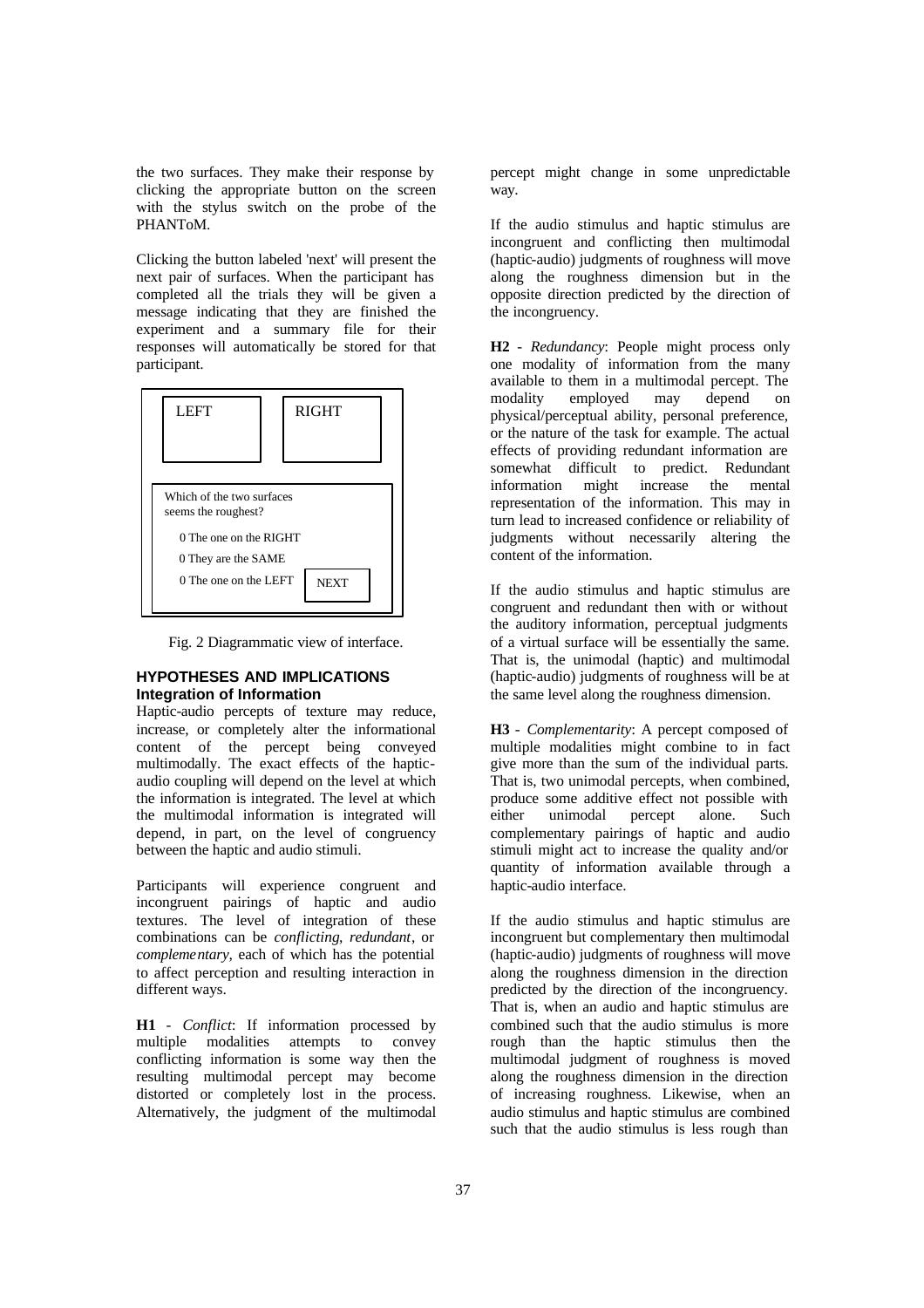the two surfaces. They make their response by clicking the appropriate button on the screen with the stylus switch on the probe of the PHANToM.

Clicking the button labeled 'next' will present the next pair of surfaces. When the participant has completed all the trials they will be given a message indicating that they are finished the experiment and a summary file for their responses will automatically be stored for that participant.

LEFT

RIGHT

Which of the two surfaces seems the roughest?

0 The one on the RIGHT

0 They are the SAME

0 The one on the LEFT

NEXT

Fig. 2 Diagrammatic view of interface.

## HYPOTHESES AND IMPLICATIONS

### Integration of Information

Haptic-audio percepts of texture may reduce, increase, or completely alter the informational content of the percept being conveyed multimodally. The exact effects of the haptic-audio coupling will depend on the level at which the information is integrated. The level at which the multimodal information is integrated will depend, in part, on the level of congruency between the haptic and audio stimuli.

Participants will experience congruent and incongruent pairings of haptic and audio textures. The level of integration of these combinations can be *conflicting*, *redundant*, or *complementary*, each of which has the potential to affect perception and resulting interaction in different ways.

**H1** - *Conflict*: If information processed by multiple modalities attempts to convey conflicting information is some way then the resulting multimodal percept may become distorted or completely lost in the process. Alternatively, the judgment of the multimodal percept might change in some unpredictable way.

If the audio stimulus and haptic stimulus are incongruent and conflicting then multimodal (haptic-audio) judgments of roughness will move along the roughness dimension but in the opposite direction predicted by the direction of the incongruency.

**H2** - *Redundancy*: People might process only one modality of information from the many available to them in a multimodal percept. The modality employed may depend on physical/perceptual ability, personal preference, or the nature of the task for example. The actual effects of providing redundant information are somewhat difficult to predict. Redundant information might increase the mental representation of the information. This may in turn lead to increased confidence or reliability of judgments without necessarily altering the content of the information.

If the audio stimulus and haptic stimulus are congruent and redundant then with or without the auditory information, perceptual judgments of a virtual surface will be essentially the same. That is, the unimodal (haptic) and multimodal (haptic-audio) judgments of roughness will be at the same level along the roughness dimension.

**H3** - *Complementarity*: A percept composed of multiple modalities might combine to in fact give more than the sum of the individual parts. That is, two unimodal percepts, when combined, produce some additive effect not possible with either unimodal percept alone. Such complementary pairings of haptic and audio stimuli might act to increase the quality and/or quantity of information available through a haptic-audio interface.

If the audio stimulus and haptic stimulus are incongruent but complementary then multimodal (haptic-audio) judgments of roughness will move along the roughness dimension in the direction predicted by the direction of the incongruency. That is, when an audio and haptic stimulus are combined such that the audio stimulus is more rough than the haptic stimulus then the multimodal judgment of roughness is moved along the roughness dimension in the direction of increasing roughness. Likewise, when an audio stimulus and haptic stimulus are combined such that the audio stimulus is less rough than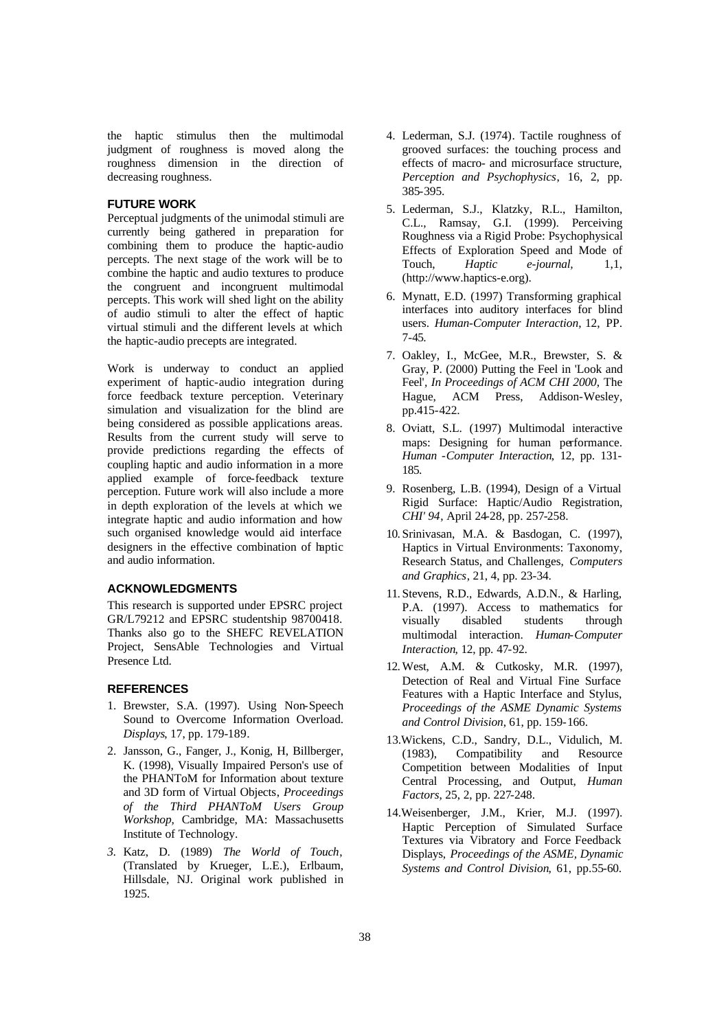the haptic stimulus then the multimodal judgment of roughness is moved along the roughness dimension in the direction of decreasing roughness.

## FUTURE WORK

Perceptual judgments of the unimodal stimuli are currently being gathered in preparation for combining them to produce the haptic-audio percepts. The next stage of the work will be to combine the haptic and audio textures to produce the congruent and incongruent multimodal percepts. This work will shed light on the ability of audio stimuli to alter the effect of haptic virtual stimuli and the different levels at which the haptic-audio precepts are integrated.

Work is underway to conduct an applied experiment of haptic-audio integration during force feedback texture perception. Veterinary simulation and visualization for the blind are being considered as possible applications areas. Results from the current study will serve to provide predictions regarding the effects of coupling haptic and audio information in a more applied example of force-feedback texture perception. Future work will also include a more in depth exploration of the levels at which we integrate haptic and audio information and how such organised knowledge would aid interface designers in the effective combination of haptic and audio information.

## ACKNOWLEDGMENTS

This research is supported under EPSRC project GR/L79212 and EPSRC studentship 98700418. Thanks also go to the SHEFC REVELATION Project, SensAble Technologies and Virtual Presence Ltd.

## REFERENCES

1. Brewster, S.A. (1997). Using Non-Speech Sound to Overcome Information Overload. *Displays*, 17, pp. 179-189.
2. Jansson, G., Fanger, J., Konig, H, Billberger, K. (1998), Visually Impaired Person's use of the PHANToM for Information about texture and 3D form of Virtual Objects, *Proceedings of the Third PHANToM Users Group Workshop*, Cambridge, MA: Massachusetts Institute of Technology.
3. Katz, D. (1989) *The World of Touch*, (Translated by Krueger, L.E.), Erlbaum, Hillsdale, NJ. Original work published in 1925.
4. Lederman, S.J. (1974). Tactile roughness of grooved surfaces: the touching process and effects of macro- and microsurface structure, *Perception and Psychophysics*, 16, 2, pp. 385-395.
5. Lederman, S.J., Klatzky, R.L., Hamilton, C.L., Ramsay, G.I. (1999). Perceiving Roughness via a Rigid Probe: Psychophysical Effects of Exploration Speed and Mode of Touch, *Haptic e-journal*, 1,1, (http://www.haptics-e.org).
6. Mynatt, E.D. (1997) Transforming graphical interfaces into auditory interfaces for blind users. *Human-Computer Interaction*, 12, PP. 7-45.
7. Oakley, I., McGee, M.R., Brewster, S. & Gray, P. (2000) Putting the Feel in 'Look and Feel', *In Proceedings of ACM CHI 2000*, The Hague, ACM Press, Addison-Wesley, pp.415-422.
8. Oviatt, S.L. (1997) Multimodal interactive maps: Designing for human performance. *Human -Computer Interaction*, 12, pp. 131-185.
9. Rosenberg, L.B. (1994), Design of a Virtual Rigid Surface: Haptic/Audio Registration, *CHI' 94*, April 24-28, pp. 257-258.
10. Srinivasan, M.A. & Basdogan, C. (1997), Haptics in Virtual Environments: Taxonomy, Research Status, and Challenges, *Computers and Graphics*, 21, 4, pp. 23-34.
11. Stevens, R.D., Edwards, A.D.N., & Harling, P.A. (1997). Access to mathematics for visually disabled students through multimodal interaction. *Human-Computer Interaction*, 12, pp. 47-92.
12. West, A.M. & Cutkosky, M.R. (1997), Detection of Real and Virtual Fine Surface Features with a Haptic Interface and Stylus, *Proceedings of the ASME Dynamic Systems and Control Division*, 61, pp. 159-166.
13. Wickens, C.D., Sandry, D.L., Vidulich, M. (1983), Compatibility and Resource Competition between Modalities of Input Central Processing, and Output, *Human Factors*, 25, 2, pp. 227-248.
14. Weisenberger, J.M., Krier, M.J. (1997). Haptic Perception of Simulated Surface Textures via Vibratory and Force Feedback Displays, *Proceedings of the ASME, Dynamic Systems and Control Division*, 61, pp.55-60.